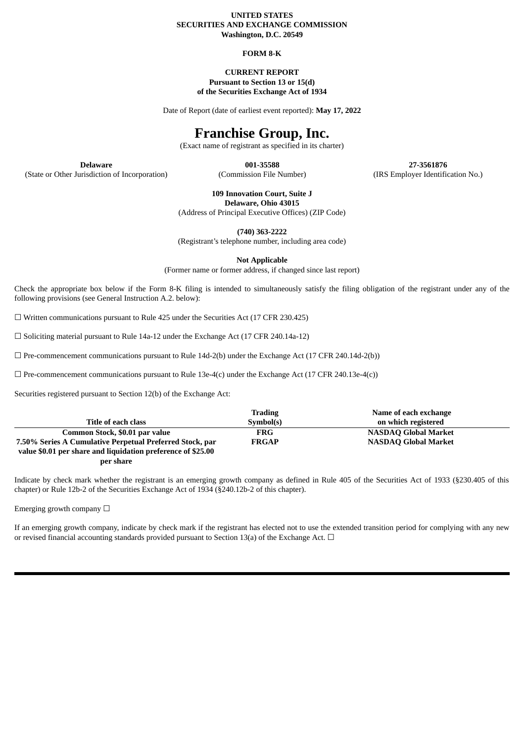**UNITED STATES**
**SECURITIES AND EXCHANGE COMMISSION**
**Washington, D.C. 20549**

**FORM 8-K**

**CURRENT REPORT**
**Pursuant to Section 13 or 15(d)**
**of the Securities Exchange Act of 1934**

Date of Report (date of earliest event reported): **May 17, 2022**

# Franchise Group, Inc.

(Exact name of registrant as specified in its charter)

| **Delaware** | **001-35588** | **27-3561876** |
|---|---|---|
| (State or Other Jurisdiction of Incorporation) | (Commission File Number) | (IRS Employer Identification No.) |

**109 Innovation Court, Suite J**
**Delaware, Ohio 43015**
(Address of Principal Executive Offices) (ZIP Code)

**(740) 363-2222**
(Registrant's telephone number, including area code)

**Not Applicable**
(Former name or former address, if changed since last report)

Check the appropriate box below if the Form 8-K filing is intended to simultaneously satisfy the filing obligation of the registrant under any of the following provisions (see General Instruction A.2. below):

☐ Written communications pursuant to Rule 425 under the Securities Act (17 CFR 230.425)

☐ Soliciting material pursuant to Rule 14a-12 under the Exchange Act (17 CFR 240.14a-12)

☐ Pre-commencement communications pursuant to Rule 14d-2(b) under the Exchange Act (17 CFR 240.14d-2(b))

☐ Pre-commencement communications pursuant to Rule 13e-4(c) under the Exchange Act (17 CFR 240.13e-4(c))

Securities registered pursuant to Section 12(b) of the Exchange Act:

| Title of each class | Trading Symbol(s) | Name of each exchange on which registered |
|---|---|---|
| **Common Stock, $0.01 par value** | **FRG** | **NASDAQ Global Market** |
| **7.50% Series A Cumulative Perpetual Preferred Stock, par value $0.01 per share and liquidation preference of $25.00 per share** | **FRGAP** | **NASDAQ Global Market** |

Indicate by check mark whether the registrant is an emerging growth company as defined in Rule 405 of the Securities Act of 1933 (§230.405 of this chapter) or Rule 12b-2 of the Securities Exchange Act of 1934 (§240.12b-2 of this chapter).

Emerging growth company ☐

If an emerging growth company, indicate by check mark if the registrant has elected not to use the extended transition period for complying with any new or revised financial accounting standards provided pursuant to Section 13(a) of the Exchange Act. ☐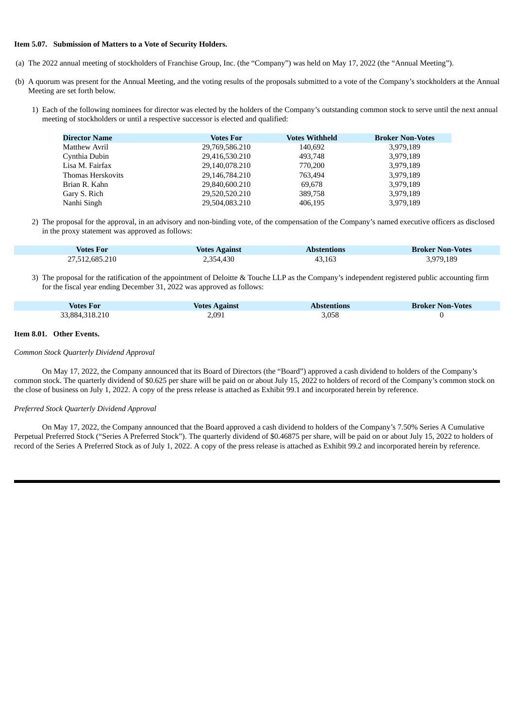**Item 5.07. Submission of Matters to a Vote of Security Holders.**

(a) The 2022 annual meeting of stockholders of Franchise Group, Inc. (the "Company") was held on May 17, 2022 (the "Annual Meeting").

(b) A quorum was present for the Annual Meeting, and the voting results of the proposals submitted to a vote of the Company's stockholders at the Annual Meeting are set forth below.

1) Each of the following nominees for director was elected by the holders of the Company's outstanding common stock to serve until the next annual meeting of stockholders or until a respective successor is elected and qualified:

| Director Name | Votes For | Votes Withheld | Broker Non-Votes |
|---|---|---|---|
| Matthew Avril | 29,769,586.210 | 140,692 | 3,979,189 |
| Cynthia Dubin | 29,416,530.210 | 493,748 | 3,979,189 |
| Lisa M. Fairfax | 29,140,078.210 | 770,200 | 3,979,189 |
| Thomas Herskovits | 29,146,784.210 | 763,494 | 3,979,189 |
| Brian R. Kahn | 29,840,600.210 | 69,678 | 3,979,189 |
| Gary S. Rich | 29,520,520.210 | 389,758 | 3,979,189 |
| Nanhi Singh | 29,504,083.210 | 406,195 | 3,979,189 |

2) The proposal for the approval, in an advisory and non-binding vote, of the compensation of the Company's named executive officers as disclosed in the proxy statement was approved as follows:

| Votes For | Votes Against | Abstentions | Broker Non-Votes |
|---|---|---|---|
| 27,512,685.210 | 2,354,430 | 43,163 | 3,979,189 |

3) The proposal for the ratification of the appointment of Deloitte & Touche LLP as the Company's independent registered public accounting firm for the fiscal year ending December 31, 2022 was approved as follows:

| Votes For | Votes Against | Abstentions | Broker Non-Votes |
|---|---|---|---|
| 33,884,318.210 | 2,091 | 3,058 | 0 |

**Item 8.01. Other Events.**

*Common Stock Quarterly Dividend Approval*

On May 17, 2022, the Company announced that its Board of Directors (the "Board") approved a cash dividend to holders of the Company's common stock. The quarterly dividend of $0.625 per share will be paid on or about July 15, 2022 to holders of record of the Company's common stock on the close of business on July 1, 2022. A copy of the press release is attached as Exhibit 99.1 and incorporated herein by reference.

*Preferred Stock Quarterly Dividend Approval*

On May 17, 2022, the Company announced that the Board approved a cash dividend to holders of the Company's 7.50% Series A Cumulative Perpetual Preferred Stock ("Series A Preferred Stock"). The quarterly dividend of $0.46875 per share, will be paid on or about July 15, 2022 to holders of record of the Series A Preferred Stock as of July 1, 2022. A copy of the press release is attached as Exhibit 99.2 and incorporated herein by reference.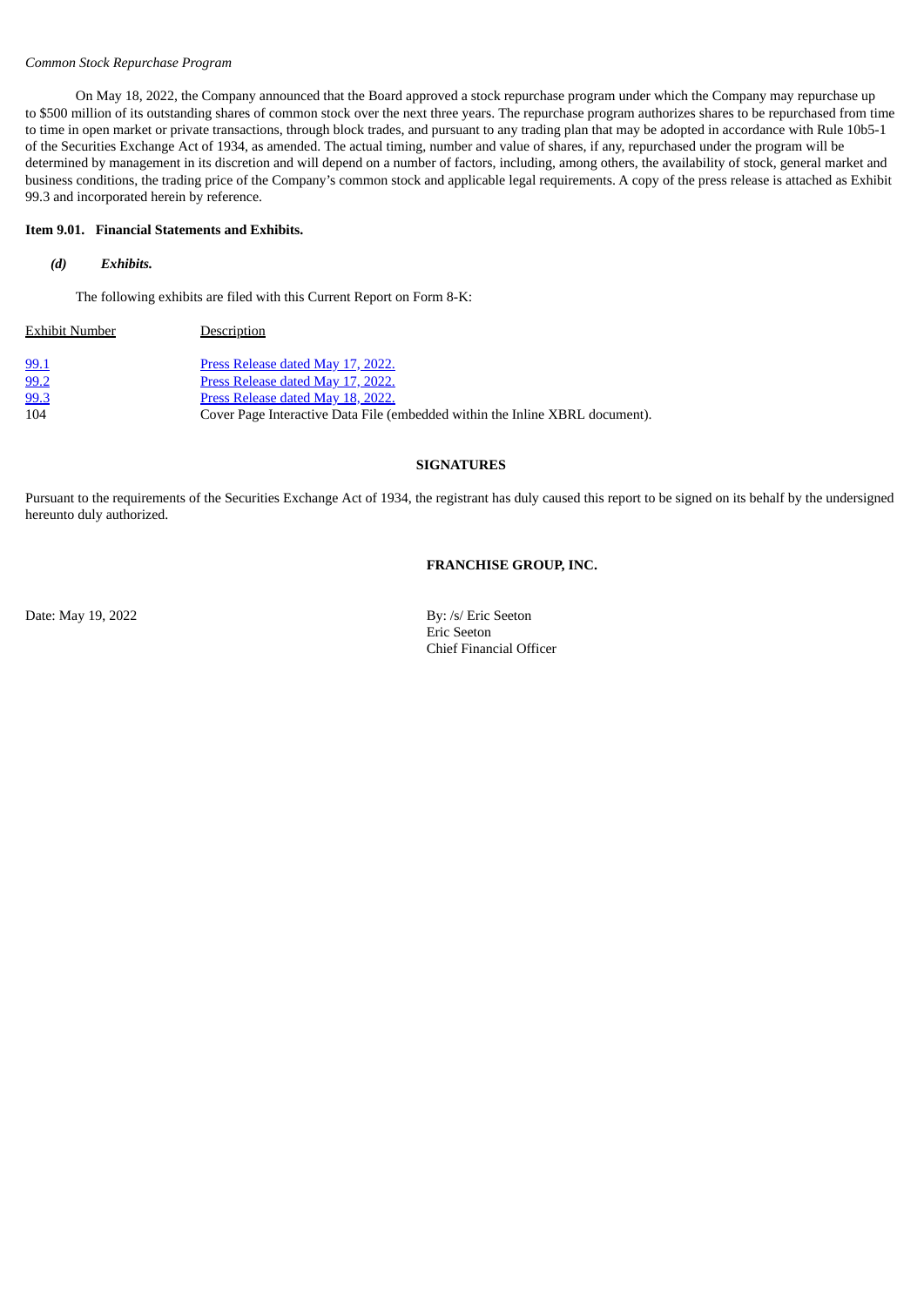*Common Stock Repurchase Program*

On May 18, 2022, the Company announced that the Board approved a stock repurchase program under which the Company may repurchase up to $500 million of its outstanding shares of common stock over the next three years. The repurchase program authorizes shares to be repurchased from time to time in open market or private transactions, through block trades, and pursuant to any trading plan that may be adopted in accordance with Rule 10b5-1 of the Securities Exchange Act of 1934, as amended. The actual timing, number and value of shares, if any, repurchased under the program will be determined by management in its discretion and will depend on a number of factors, including, among others, the availability of stock, general market and business conditions, the trading price of the Company's common stock and applicable legal requirements. A copy of the press release is attached as Exhibit 99.3 and incorporated herein by reference.

**Item 9.01. Financial Statements and Exhibits.**

***(d) Exhibits.***

The following exhibits are filed with this Current Report on Form 8-K:

| Exhibit Number | Description |
|---|---|
| 99.1 | Press Release dated May 17, 2022. |
| 99.2 | Press Release dated May 17, 2022. |
| 99.3 | Press Release dated May 18, 2022. |
| 104 | Cover Page Interactive Data File (embedded within the Inline XBRL document). |

**SIGNATURES**

Pursuant to the requirements of the Securities Exchange Act of 1934, the registrant has duly caused this report to be signed on its behalf by the undersigned hereunto duly authorized.

**FRANCHISE GROUP, INC.**

Date: May 19, 2022

By: /s/ Eric Seeton
Eric Seeton
Chief Financial Officer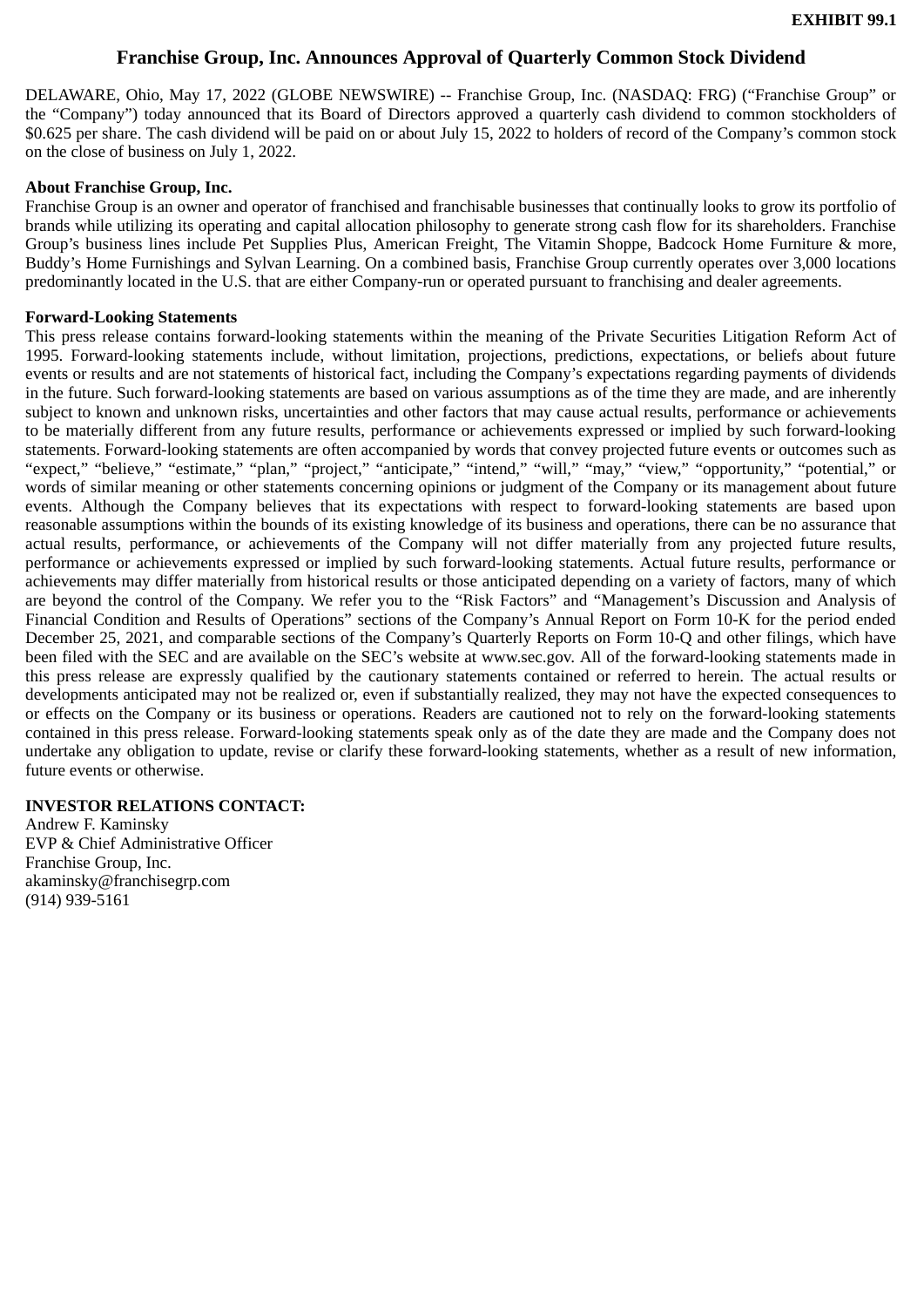**EXHIBIT 99.1**

# Franchise Group, Inc. Announces Approval of Quarterly Common Stock Dividend

DELAWARE, Ohio, May 17, 2022 (GLOBE NEWSWIRE) -- Franchise Group, Inc. (NASDAQ: FRG) ("Franchise Group" or the "Company") today announced that its Board of Directors approved a quarterly cash dividend to common stockholders of $0.625 per share. The cash dividend will be paid on or about July 15, 2022 to holders of record of the Company's common stock on the close of business on July 1, 2022.

**About Franchise Group, Inc.**

Franchise Group is an owner and operator of franchised and franchisable businesses that continually looks to grow its portfolio of brands while utilizing its operating and capital allocation philosophy to generate strong cash flow for its shareholders. Franchise Group's business lines include Pet Supplies Plus, American Freight, The Vitamin Shoppe, Badcock Home Furniture & more, Buddy's Home Furnishings and Sylvan Learning. On a combined basis, Franchise Group currently operates over 3,000 locations predominantly located in the U.S. that are either Company-run or operated pursuant to franchising and dealer agreements.

**Forward-Looking Statements**

This press release contains forward-looking statements within the meaning of the Private Securities Litigation Reform Act of 1995. Forward-looking statements include, without limitation, projections, predictions, expectations, or beliefs about future events or results and are not statements of historical fact, including the Company's expectations regarding payments of dividends in the future. Such forward-looking statements are based on various assumptions as of the time they are made, and are inherently subject to known and unknown risks, uncertainties and other factors that may cause actual results, performance or achievements to be materially different from any future results, performance or achievements expressed or implied by such forward-looking statements. Forward-looking statements are often accompanied by words that convey projected future events or outcomes such as "expect," "believe," "estimate," "plan," "project," "anticipate," "intend," "will," "may," "view," "opportunity," "potential," or words of similar meaning or other statements concerning opinions or judgment of the Company or its management about future events. Although the Company believes that its expectations with respect to forward-looking statements are based upon reasonable assumptions within the bounds of its existing knowledge of its business and operations, there can be no assurance that actual results, performance, or achievements of the Company will not differ materially from any projected future results, performance or achievements expressed or implied by such forward-looking statements. Actual future results, performance or achievements may differ materially from historical results or those anticipated depending on a variety of factors, many of which are beyond the control of the Company. We refer you to the "Risk Factors" and "Management's Discussion and Analysis of Financial Condition and Results of Operations" sections of the Company's Annual Report on Form 10-K for the period ended December 25, 2021, and comparable sections of the Company's Quarterly Reports on Form 10-Q and other filings, which have been filed with the SEC and are available on the SEC's website at www.sec.gov. All of the forward-looking statements made in this press release are expressly qualified by the cautionary statements contained or referred to herein. The actual results or developments anticipated may not be realized or, even if substantially realized, they may not have the expected consequences to or effects on the Company or its business or operations. Readers are cautioned not to rely on the forward-looking statements contained in this press release. Forward-looking statements speak only as of the date they are made and the Company does not undertake any obligation to update, revise or clarify these forward-looking statements, whether as a result of new information, future events or otherwise.

**INVESTOR RELATIONS CONTACT:**

Andrew F. Kaminsky
EVP & Chief Administrative Officer
Franchise Group, Inc.
akaminsky@franchisegrp.com
(914) 939-5161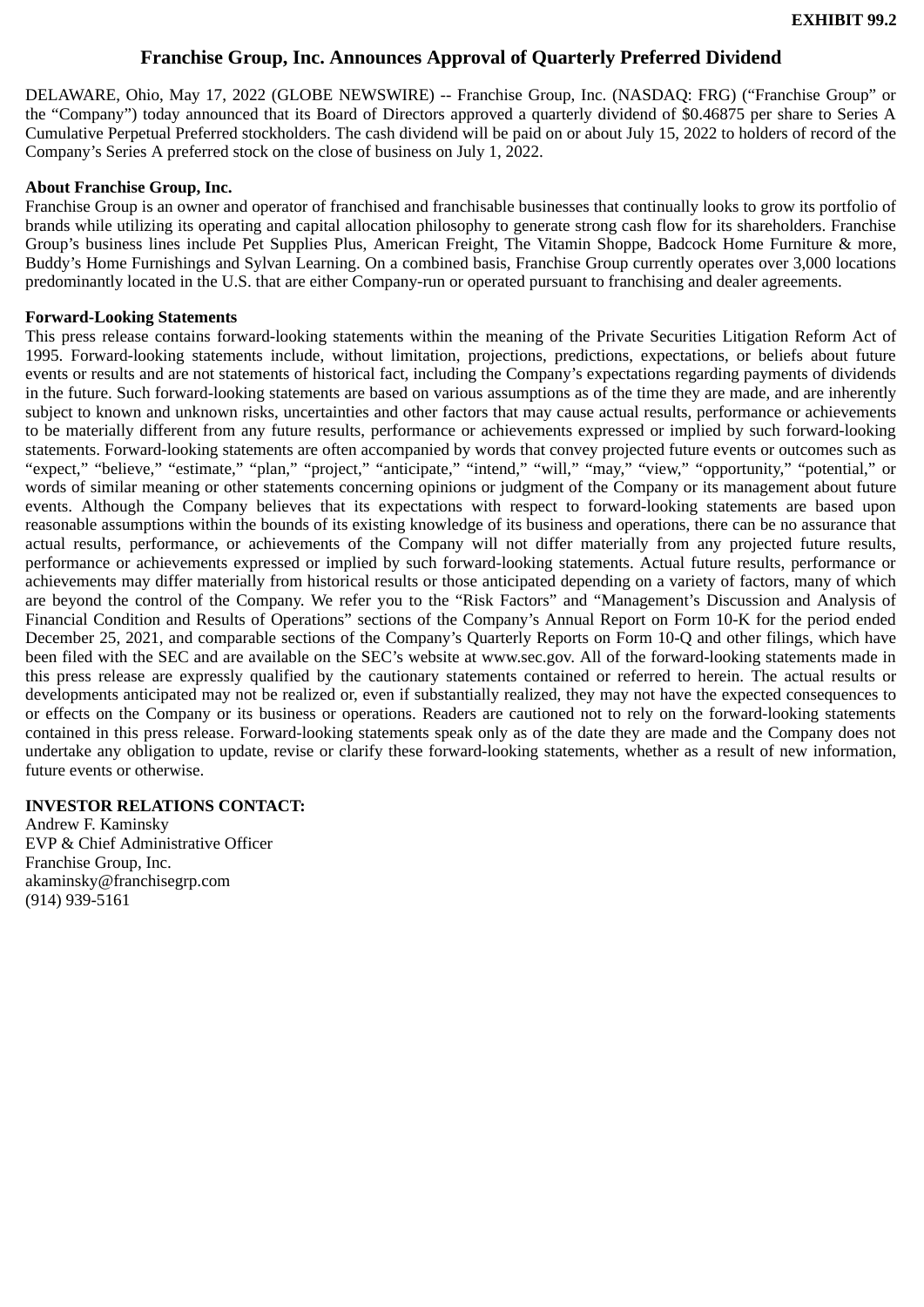**EXHIBIT 99.2**

# Franchise Group, Inc. Announces Approval of Quarterly Preferred Dividend

DELAWARE, Ohio, May 17, 2022 (GLOBE NEWSWIRE) -- Franchise Group, Inc. (NASDAQ: FRG) ("Franchise Group" or the "Company") today announced that its Board of Directors approved a quarterly dividend of $0.46875 per share to Series A Cumulative Perpetual Preferred stockholders. The cash dividend will be paid on or about July 15, 2022 to holders of record of the Company's Series A preferred stock on the close of business on July 1, 2022.

**About Franchise Group, Inc.**

Franchise Group is an owner and operator of franchised and franchisable businesses that continually looks to grow its portfolio of brands while utilizing its operating and capital allocation philosophy to generate strong cash flow for its shareholders. Franchise Group's business lines include Pet Supplies Plus, American Freight, The Vitamin Shoppe, Badcock Home Furniture & more, Buddy's Home Furnishings and Sylvan Learning. On a combined basis, Franchise Group currently operates over 3,000 locations predominantly located in the U.S. that are either Company-run or operated pursuant to franchising and dealer agreements.

**Forward-Looking Statements**

This press release contains forward-looking statements within the meaning of the Private Securities Litigation Reform Act of 1995. Forward-looking statements include, without limitation, projections, predictions, expectations, or beliefs about future events or results and are not statements of historical fact, including the Company's expectations regarding payments of dividends in the future. Such forward-looking statements are based on various assumptions as of the time they are made, and are inherently subject to known and unknown risks, uncertainties and other factors that may cause actual results, performance or achievements to be materially different from any future results, performance or achievements expressed or implied by such forward-looking statements. Forward-looking statements are often accompanied by words that convey projected future events or outcomes such as "expect," "believe," "estimate," "plan," "project," "anticipate," "intend," "will," "may," "view," "opportunity," "potential," or words of similar meaning or other statements concerning opinions or judgment of the Company or its management about future events. Although the Company believes that its expectations with respect to forward-looking statements are based upon reasonable assumptions within the bounds of its existing knowledge of its business and operations, there can be no assurance that actual results, performance, or achievements of the Company will not differ materially from any projected future results, performance or achievements expressed or implied by such forward-looking statements. Actual future results, performance or achievements may differ materially from historical results or those anticipated depending on a variety of factors, many of which are beyond the control of the Company. We refer you to the "Risk Factors" and "Management's Discussion and Analysis of Financial Condition and Results of Operations" sections of the Company's Annual Report on Form 10-K for the period ended December 25, 2021, and comparable sections of the Company's Quarterly Reports on Form 10-Q and other filings, which have been filed with the SEC and are available on the SEC's website at www.sec.gov. All of the forward-looking statements made in this press release are expressly qualified by the cautionary statements contained or referred to herein. The actual results or developments anticipated may not be realized or, even if substantially realized, they may not have the expected consequences to or effects on the Company or its business or operations. Readers are cautioned not to rely on the forward-looking statements contained in this press release. Forward-looking statements speak only as of the date they are made and the Company does not undertake any obligation to update, revise or clarify these forward-looking statements, whether as a result of new information, future events or otherwise.

**INVESTOR RELATIONS CONTACT:**

Andrew F. Kaminsky
EVP & Chief Administrative Officer
Franchise Group, Inc.
akaminsky@franchisegrp.com
(914) 939-5161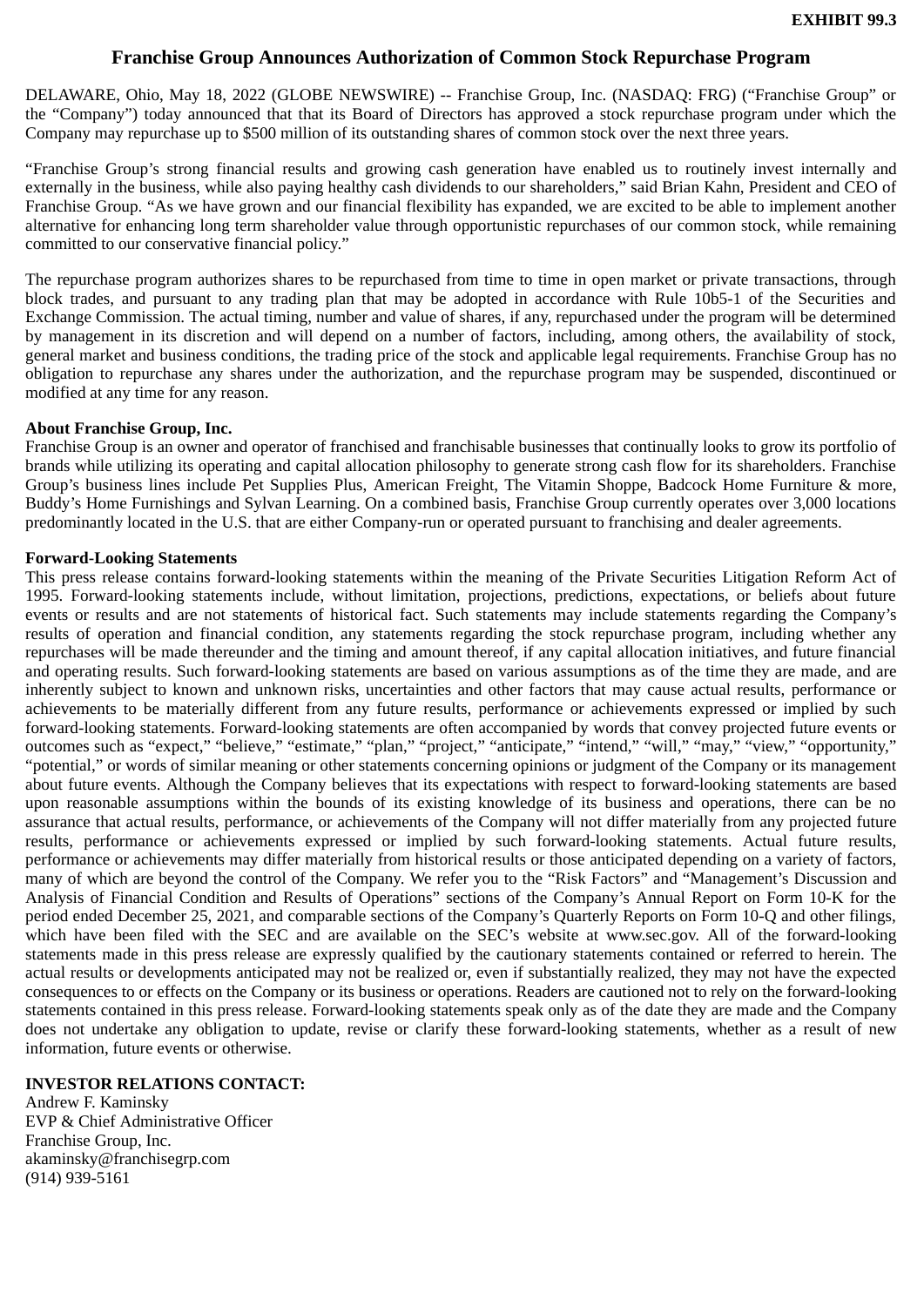**EXHIBIT 99.3**

# Franchise Group Announces Authorization of Common Stock Repurchase Program

DELAWARE, Ohio, May 18, 2022 (GLOBE NEWSWIRE) -- Franchise Group, Inc. (NASDAQ: FRG) ("Franchise Group" or the "Company") today announced that that its Board of Directors has approved a stock repurchase program under which the Company may repurchase up to $500 million of its outstanding shares of common stock over the next three years.

"Franchise Group's strong financial results and growing cash generation have enabled us to routinely invest internally and externally in the business, while also paying healthy cash dividends to our shareholders," said Brian Kahn, President and CEO of Franchise Group. "As we have grown and our financial flexibility has expanded, we are excited to be able to implement another alternative for enhancing long term shareholder value through opportunistic repurchases of our common stock, while remaining committed to our conservative financial policy."

The repurchase program authorizes shares to be repurchased from time to time in open market or private transactions, through block trades, and pursuant to any trading plan that may be adopted in accordance with Rule 10b5-1 of the Securities and Exchange Commission. The actual timing, number and value of shares, if any, repurchased under the program will be determined by management in its discretion and will depend on a number of factors, including, among others, the availability of stock, general market and business conditions, the trading price of the stock and applicable legal requirements. Franchise Group has no obligation to repurchase any shares under the authorization, and the repurchase program may be suspended, discontinued or modified at any time for any reason.

**About Franchise Group, Inc.**

Franchise Group is an owner and operator of franchised and franchisable businesses that continually looks to grow its portfolio of brands while utilizing its operating and capital allocation philosophy to generate strong cash flow for its shareholders. Franchise Group's business lines include Pet Supplies Plus, American Freight, The Vitamin Shoppe, Badcock Home Furniture & more, Buddy's Home Furnishings and Sylvan Learning. On a combined basis, Franchise Group currently operates over 3,000 locations predominantly located in the U.S. that are either Company-run or operated pursuant to franchising and dealer agreements.

**Forward-Looking Statements**

This press release contains forward-looking statements within the meaning of the Private Securities Litigation Reform Act of 1995. Forward-looking statements include, without limitation, projections, predictions, expectations, or beliefs about future events or results and are not statements of historical fact. Such statements may include statements regarding the Company's results of operation and financial condition, any statements regarding the stock repurchase program, including whether any repurchases will be made thereunder and the timing and amount thereof, if any capital allocation initiatives, and future financial and operating results. Such forward-looking statements are based on various assumptions as of the time they are made, and are inherently subject to known and unknown risks, uncertainties and other factors that may cause actual results, performance or achievements to be materially different from any future results, performance or achievements expressed or implied by such forward-looking statements. Forward-looking statements are often accompanied by words that convey projected future events or outcomes such as "expect," "believe," "estimate," "plan," "project," "anticipate," "intend," "will," "may," "view," "opportunity," "potential," or words of similar meaning or other statements concerning opinions or judgment of the Company or its management about future events. Although the Company believes that its expectations with respect to forward-looking statements are based upon reasonable assumptions within the bounds of its existing knowledge of its business and operations, there can be no assurance that actual results, performance, or achievements of the Company will not differ materially from any projected future results, performance or achievements expressed or implied by such forward-looking statements. Actual future results, performance or achievements may differ materially from historical results or those anticipated depending on a variety of factors, many of which are beyond the control of the Company. We refer you to the "Risk Factors" and "Management's Discussion and Analysis of Financial Condition and Results of Operations" sections of the Company's Annual Report on Form 10-K for the period ended December 25, 2021, and comparable sections of the Company's Quarterly Reports on Form 10-Q and other filings, which have been filed with the SEC and are available on the SEC's website at www.sec.gov. All of the forward-looking statements made in this press release are expressly qualified by the cautionary statements contained or referred to herein. The actual results or developments anticipated may not be realized or, even if substantially realized, they may not have the expected consequences to or effects on the Company or its business or operations. Readers are cautioned not to rely on the forward-looking statements contained in this press release. Forward-looking statements speak only as of the date they are made and the Company does not undertake any obligation to update, revise or clarify these forward-looking statements, whether as a result of new information, future events or otherwise.

**INVESTOR RELATIONS CONTACT:**

Andrew F. Kaminsky
EVP & Chief Administrative Officer
Franchise Group, Inc.
akaminsky@franchisegrp.com
(914) 939-5161